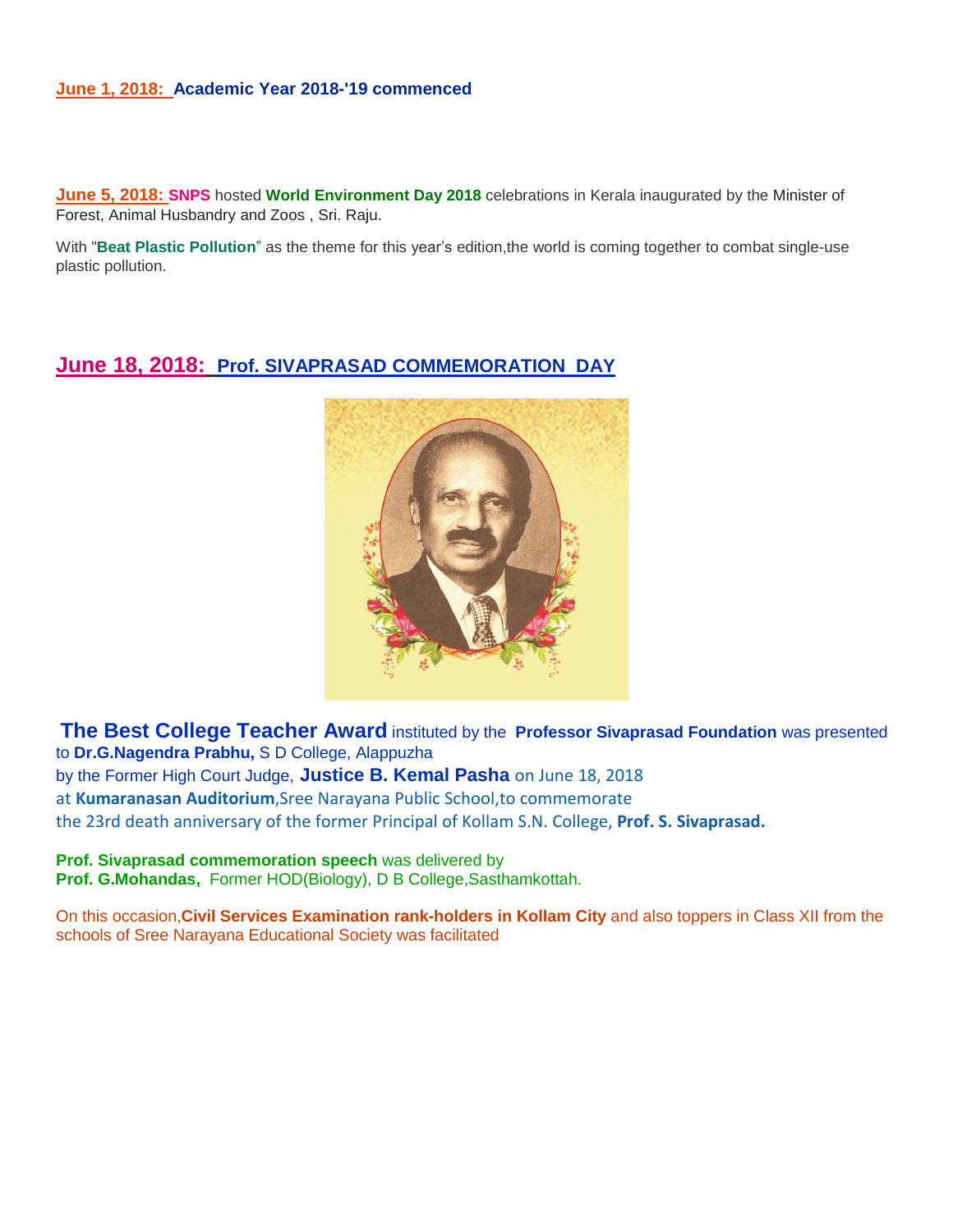**June 1, 2018: Academic Year 2018-'19 commenced**

**June 5, 2018:** **SNPS** hosted **World Environment Day 2018** celebrations in Kerala inaugurated by the Minister of Forest, Animal Husbandry and Zoos , Sri. Raju.

With "**Beat Plastic Pollution**" as the theme for this year's edition,the world is coming together to combat single-use plastic pollution.

## June 18, 2018: Prof. SIVAPRASAD COMMEMORATION DAY

**The Best College Teacher Award** instituted by the **Professor Sivaprasad Foundation** was presented to **Dr.G.Nagendra Prabhu,** S D College, Alappuzha
by the Former High Court Judge, **Justice B. Kemal Pasha** on June 18, 2018
at **Kumaranasan Auditorium**,Sree Narayana Public School,to commemorate
the 23rd death anniversary of the former Principal of Kollam S.N. College, **Prof. S. Sivaprasad.**

**Prof. Sivaprasad commemoration speech** was delivered by
**Prof. G.Mohandas,** Former HOD(Biology), D B College,Sasthamkottah.

On this occasion,**Civil Services Examination rank-holders in Kollam City** and also toppers in Class XII from the schools of Sree Narayana Educational Society was facilitated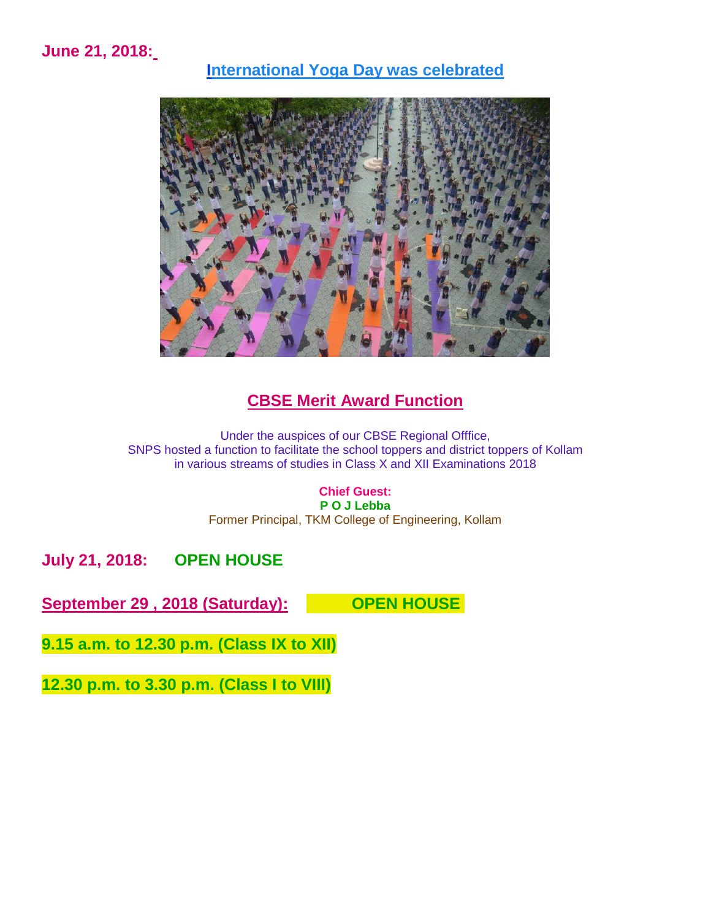**June 21, 2018:**

## International Yoga Day was celebrated

## CBSE Merit Award Function

Under the auspices of our CBSE Regional Offfice,
SNPS hosted a function to facilitate the school toppers and district toppers of Kollam in various streams of studies in Class X and XII Examinations 2018

**Chief Guest:**
**P O J Lebba**
Former Principal, TKM College of Engineering, Kollam

**July 21, 2018:** **OPEN HOUSE**

**September 29 , 2018 (Saturday):** **OPEN HOUSE**

**9.15 a.m. to 12.30 p.m. (Class IX to XII)**

**12.30 p.m. to 3.30 p.m. (Class I to VIII)**